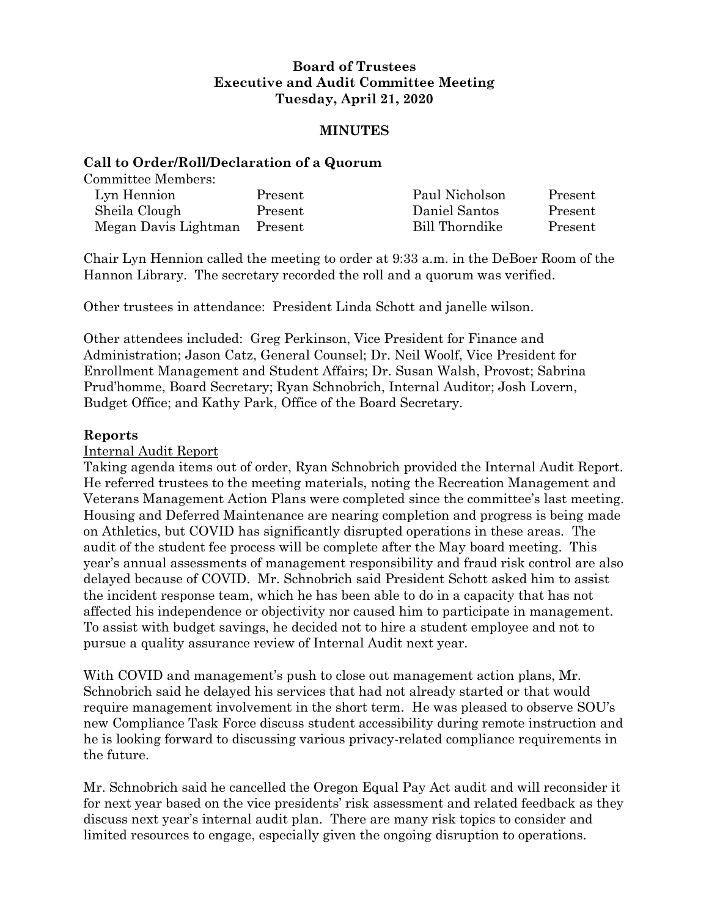**Board of Trustees**
**Executive and Audit Committee Meeting**
**Tuesday, April 21, 2020**

**MINUTES**

## Call to Order/Roll/Declaration of a Quorum

Committee Members:

| | | | |
|---|---|---|---|
| Lyn Hennion | Present | Paul Nicholson | Present |
| Sheila Clough | Present | Daniel Santos | Present |
| Megan Davis Lightman | Present | Bill Thorndike | Present |

Chair Lyn Hennion called the meeting to order at 9:33 a.m. in the DeBoer Room of the Hannon Library. The secretary recorded the roll and a quorum was verified.

Other trustees in attendance: President Linda Schott and janelle wilson.

Other attendees included: Greg Perkinson, Vice President for Finance and Administration; Jason Catz, General Counsel; Dr. Neil Woolf, Vice President for Enrollment Management and Student Affairs; Dr. Susan Walsh, Provost; Sabrina Prud'homme, Board Secretary; Ryan Schnobrich, Internal Auditor; Josh Lovern, Budget Office; and Kathy Park, Office of the Board Secretary.

## Reports

Internal Audit Report

Taking agenda items out of order, Ryan Schnobrich provided the Internal Audit Report. He referred trustees to the meeting materials, noting the Recreation Management and Veterans Management Action Plans were completed since the committee's last meeting. Housing and Deferred Maintenance are nearing completion and progress is being made on Athletics, but COVID has significantly disrupted operations in these areas. The audit of the student fee process will be complete after the May board meeting. This year's annual assessments of management responsibility and fraud risk control are also delayed because of COVID. Mr. Schnobrich said President Schott asked him to assist the incident response team, which he has been able to do in a capacity that has not affected his independence or objectivity nor caused him to participate in management. To assist with budget savings, he decided not to hire a student employee and not to pursue a quality assurance review of Internal Audit next year.

With COVID and management's push to close out management action plans, Mr. Schnobrich said he delayed his services that had not already started or that would require management involvement in the short term. He was pleased to observe SOU's new Compliance Task Force discuss student accessibility during remote instruction and he is looking forward to discussing various privacy-related compliance requirements in the future.

Mr. Schnobrich said he cancelled the Oregon Equal Pay Act audit and will reconsider it for next year based on the vice presidents' risk assessment and related feedback as they discuss next year's internal audit plan. There are many risk topics to consider and limited resources to engage, especially given the ongoing disruption to operations.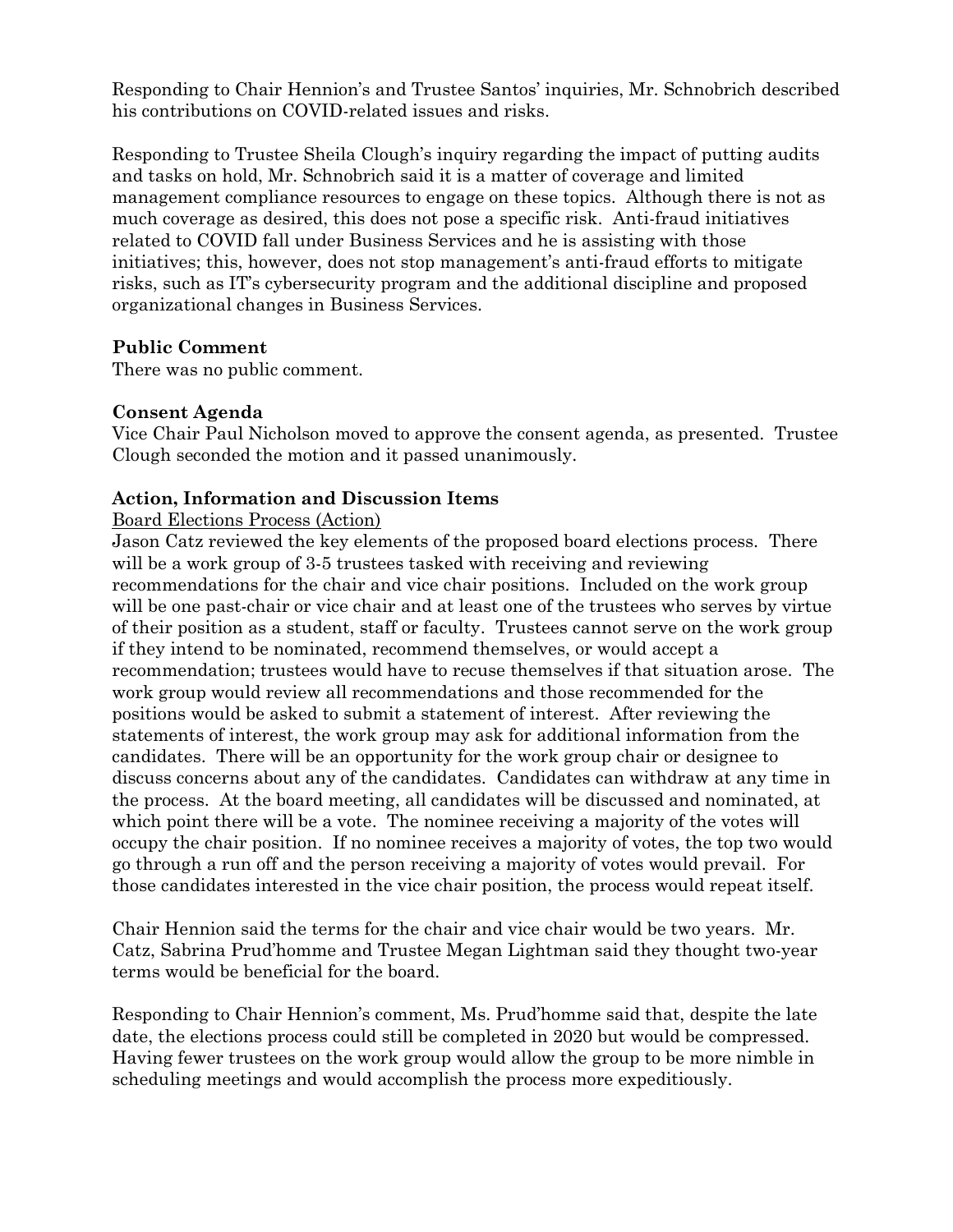Responding to Chair Hennion's and Trustee Santos' inquiries, Mr. Schnobrich described his contributions on COVID-related issues and risks.

Responding to Trustee Sheila Clough's inquiry regarding the impact of putting audits and tasks on hold, Mr. Schnobrich said it is a matter of coverage and limited management compliance resources to engage on these topics. Although there is not as much coverage as desired, this does not pose a specific risk. Anti-fraud initiatives related to COVID fall under Business Services and he is assisting with those initiatives; this, however, does not stop management's anti-fraud efforts to mitigate risks, such as IT's cybersecurity program and the additional discipline and proposed organizational changes in Business Services.

**Public Comment**
There was no public comment.

**Consent Agenda**
Vice Chair Paul Nicholson moved to approve the consent agenda, as presented. Trustee Clough seconded the motion and it passed unanimously.

**Action, Information and Discussion Items**

Board Elections Process (Action)

Jason Catz reviewed the key elements of the proposed board elections process. There will be a work group of 3-5 trustees tasked with receiving and reviewing recommendations for the chair and vice chair positions. Included on the work group will be one past-chair or vice chair and at least one of the trustees who serves by virtue of their position as a student, staff or faculty. Trustees cannot serve on the work group if they intend to be nominated, recommend themselves, or would accept a recommendation; trustees would have to recuse themselves if that situation arose. The work group would review all recommendations and those recommended for the positions would be asked to submit a statement of interest. After reviewing the statements of interest, the work group may ask for additional information from the candidates. There will be an opportunity for the work group chair or designee to discuss concerns about any of the candidates. Candidates can withdraw at any time in the process. At the board meeting, all candidates will be discussed and nominated, at which point there will be a vote. The nominee receiving a majority of the votes will occupy the chair position. If no nominee receives a majority of votes, the top two would go through a run off and the person receiving a majority of votes would prevail. For those candidates interested in the vice chair position, the process would repeat itself.

Chair Hennion said the terms for the chair and vice chair would be two years. Mr. Catz, Sabrina Prud'homme and Trustee Megan Lightman said they thought two-year terms would be beneficial for the board.

Responding to Chair Hennion's comment, Ms. Prud'homme said that, despite the late date, the elections process could still be completed in 2020 but would be compressed. Having fewer trustees on the work group would allow the group to be more nimble in scheduling meetings and would accomplish the process more expeditiously.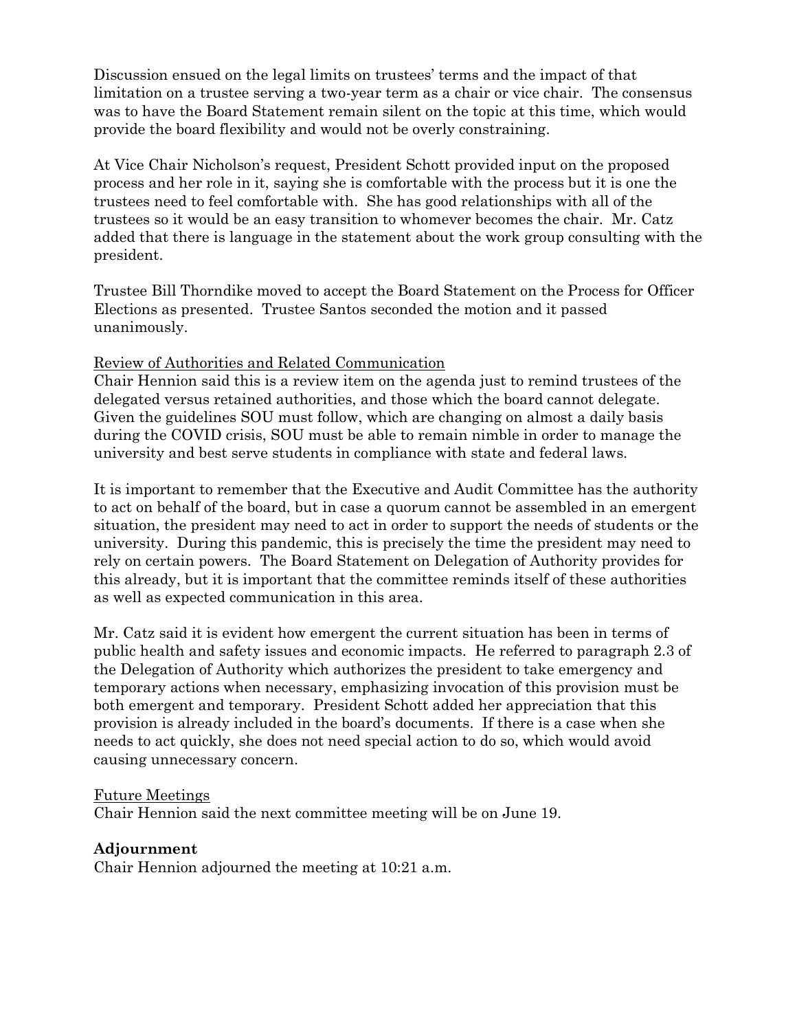Discussion ensued on the legal limits on trustees' terms and the impact of that limitation on a trustee serving a two-year term as a chair or vice chair. The consensus was to have the Board Statement remain silent on the topic at this time, which would provide the board flexibility and would not be overly constraining.

At Vice Chair Nicholson's request, President Schott provided input on the proposed process and her role in it, saying she is comfortable with the process but it is one the trustees need to feel comfortable with. She has good relationships with all of the trustees so it would be an easy transition to whomever becomes the chair. Mr. Catz added that there is language in the statement about the work group consulting with the president.

Trustee Bill Thorndike moved to accept the Board Statement on the Process for Officer Elections as presented. Trustee Santos seconded the motion and it passed unanimously.

Review of Authorities and Related Communication

Chair Hennion said this is a review item on the agenda just to remind trustees of the delegated versus retained authorities, and those which the board cannot delegate. Given the guidelines SOU must follow, which are changing on almost a daily basis during the COVID crisis, SOU must be able to remain nimble in order to manage the university and best serve students in compliance with state and federal laws.

It is important to remember that the Executive and Audit Committee has the authority to act on behalf of the board, but in case a quorum cannot be assembled in an emergent situation, the president may need to act in order to support the needs of students or the university. During this pandemic, this is precisely the time the president may need to rely on certain powers. The Board Statement on Delegation of Authority provides for this already, but it is important that the committee reminds itself of these authorities as well as expected communication in this area.

Mr. Catz said it is evident how emergent the current situation has been in terms of public health and safety issues and economic impacts. He referred to paragraph 2.3 of the Delegation of Authority which authorizes the president to take emergency and temporary actions when necessary, emphasizing invocation of this provision must be both emergent and temporary. President Schott added her appreciation that this provision is already included in the board's documents. If there is a case when she needs to act quickly, she does not need special action to do so, which would avoid causing unnecessary concern.

Future Meetings

Chair Hennion said the next committee meeting will be on June 19.

**Adjournment**

Chair Hennion adjourned the meeting at 10:21 a.m.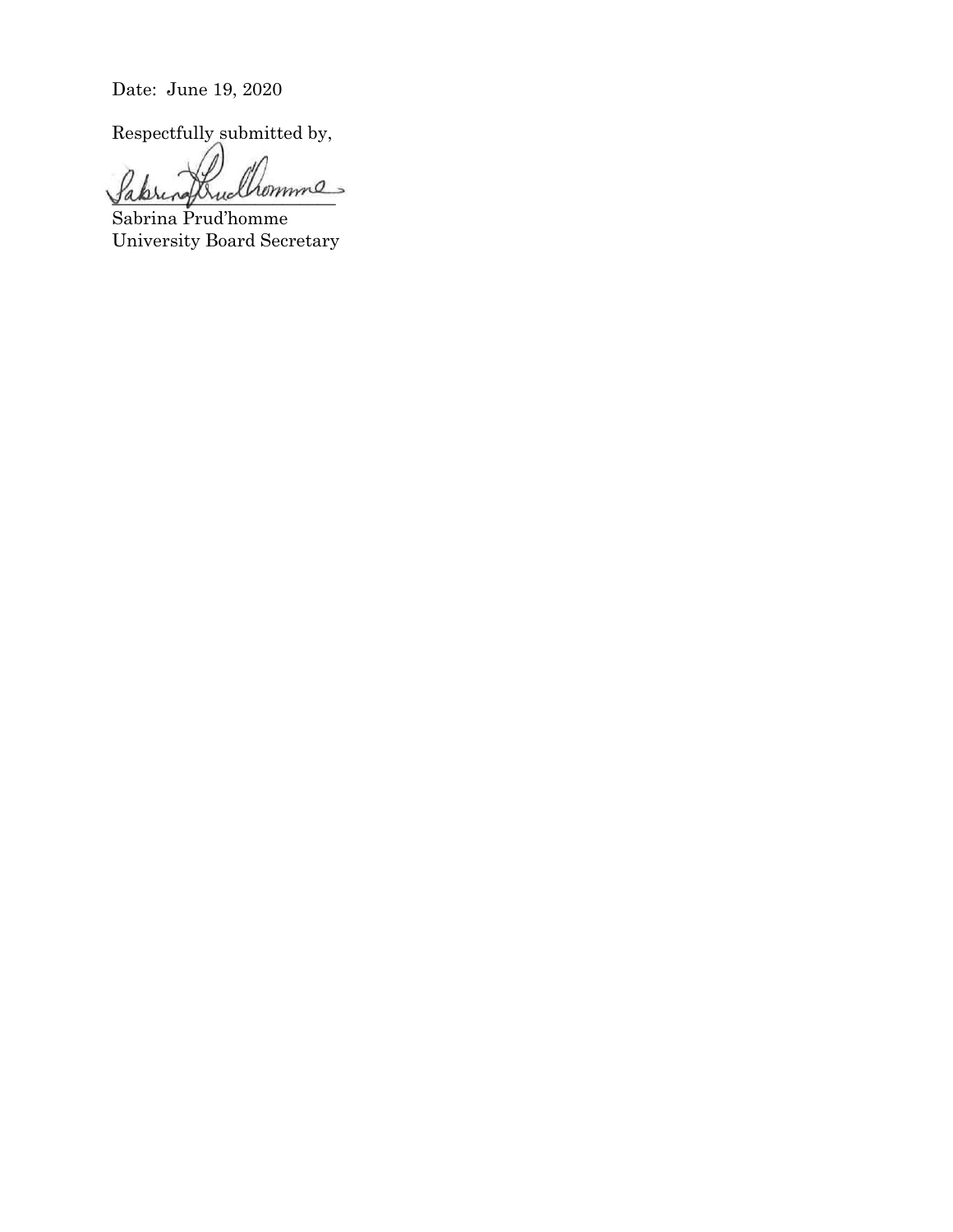Date: June 19, 2020

Respectfully submitted by,

Sabrina Prud'homme
University Board Secretary